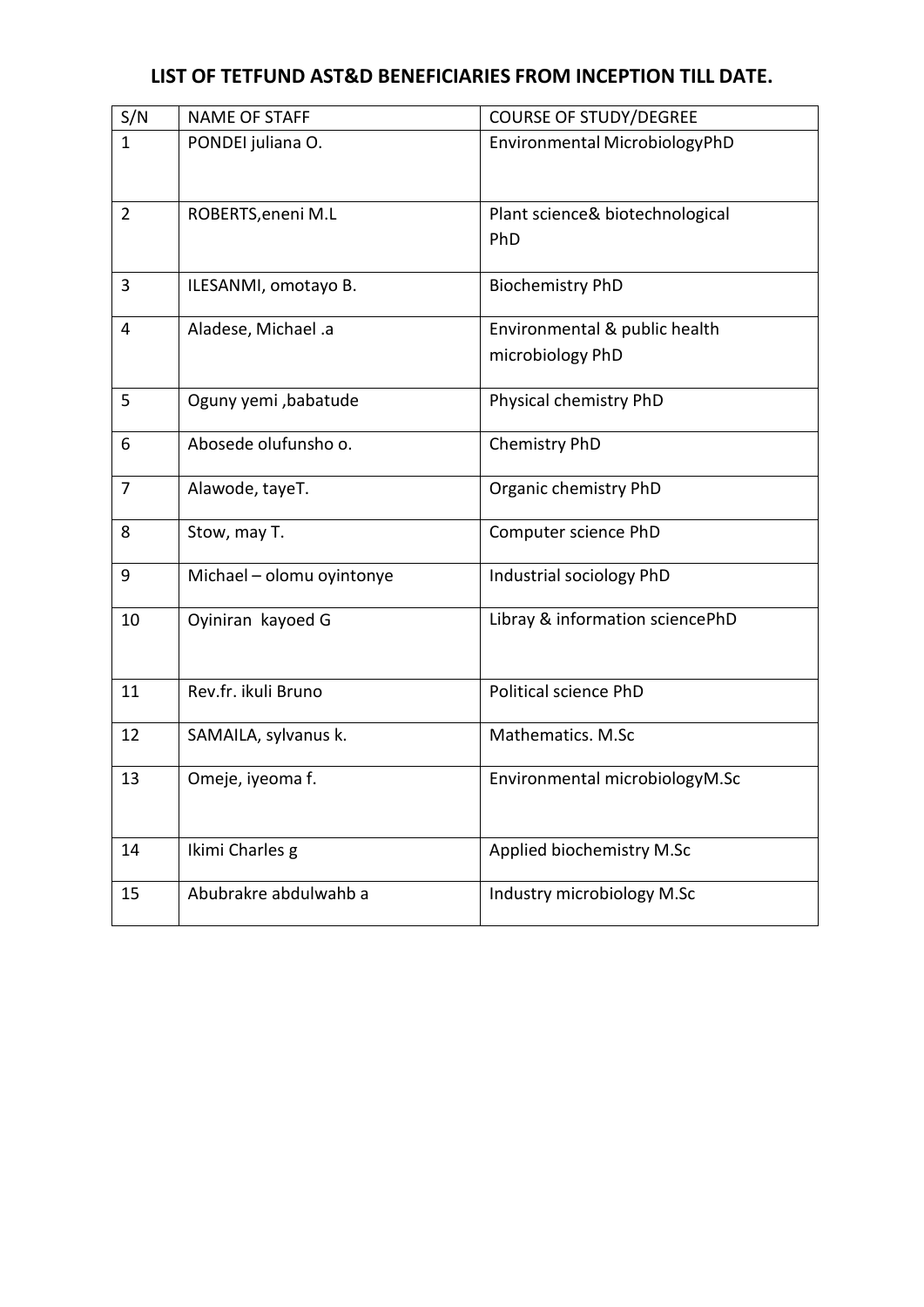# LIST OF TETFUND AST&D BENEFICIARIES FROM INCEPTION TILL DATE.

| S/N | NAME OF STAFF | COURSE OF STUDY/DEGREE |
|---|---|---|
| 1 | PONDEI juliana O. | Environmental MicrobiologyPhD |
| 2 | ROBERTS,eneni M.L | Plant science& biotechnological PhD |
| 3 | ILESANMI, omotayo B. | Biochemistry PhD |
| 4 | Aladese, Michael .a | Environmental & public health microbiology PhD |
| 5 | Oguny yemi ,babatude | Physical chemistry PhD |
| 6 | Abosede olufunsho o. | Chemistry PhD |
| 7 | Alawode, tayeT. | Organic chemistry PhD |
| 8 | Stow, may T. | Computer science PhD |
| 9 | Michael – olomu oyintonye | Industrial sociology PhD |
| 10 | Oyiniran kayoed G | Libray & information sciencePhD |
| 11 | Rev.fr. ikuli Bruno | Political science PhD |
| 12 | SAMAILA, sylvanus k. | Mathematics. M.Sc |
| 13 | Omeje, iyeoma f. | Environmental microbiologyM.Sc |
| 14 | Ikimi Charles g | Applied biochemistry M.Sc |
| 15 | Abubrakre abdulwahb a | Industry microbiology M.Sc |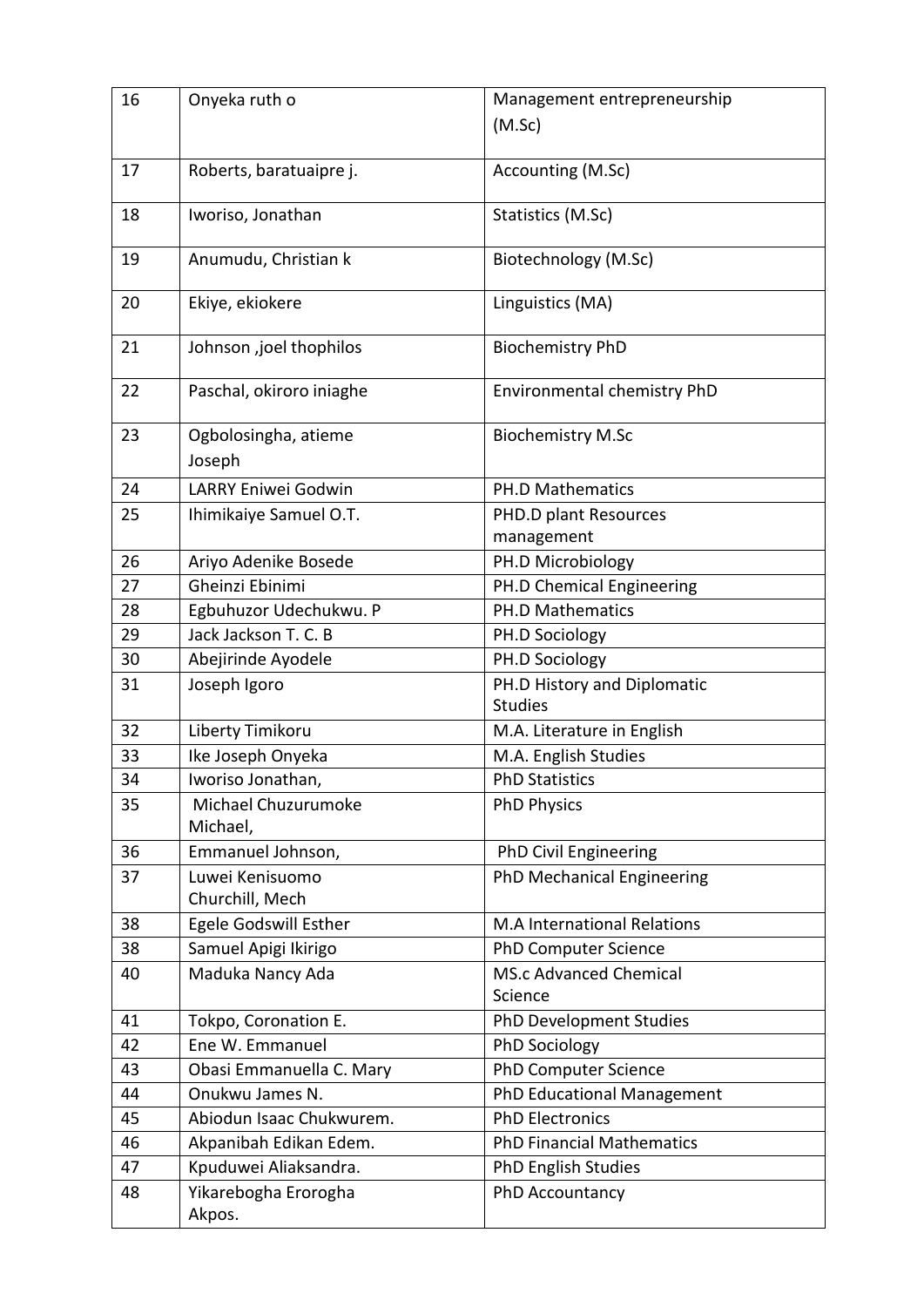| 16 | Onyeka ruth o | Management entrepreneurship (M.Sc) |
|---|---|---|
| 17 | Roberts, baratuaipre j. | Accounting (M.Sc) |
| 18 | Iworiso, Jonathan | Statistics (M.Sc) |
| 19 | Anumudu, Christian k | Biotechnology (M.Sc) |
| 20 | Ekiye, ekiokere | Linguistics (MA) |
| 21 | Johnson ,joel thophilos | Biochemistry PhD |
| 22 | Paschal, okiroro iniaghe | Environmental chemistry PhD |
| 23 | Ogbolosingha, atieme Joseph | Biochemistry M.Sc |
| 24 | LARRY Eniwei Godwin | PH.D Mathematics |
| 25 | Ihimikaiye Samuel O.T. | PHD.D plant Resources management |
| 26 | Ariyo Adenike Bosede | PH.D Microbiology |
| 27 | Gheinzi Ebinimi | PH.D Chemical Engineering |
| 28 | Egbuhuzor Udechukwu. P | PH.D Mathematics |
| 29 | Jack Jackson T. C. B | PH.D Sociology |
| 30 | Abejirinde Ayodele | PH.D Sociology |
| 31 | Joseph Igoro | PH.D History and Diplomatic Studies |
| 32 | Liberty Timikoru | M.A. Literature in English |
| 33 | Ike Joseph Onyeka | M.A. English Studies |
| 34 | Iworiso Jonathan, | PhD Statistics |
| 35 | Michael Chuzurumoke Michael, | PhD Physics |
| 36 | Emmanuel Johnson, | PhD Civil Engineering |
| 37 | Luwei Kenisuomo Churchill, Mech | PhD Mechanical Engineering |
| 38 | Egele Godswill Esther | M.A International Relations |
| 38 | Samuel Apigi Ikirigo | PhD Computer Science |
| 40 | Maduka Nancy Ada | MS.c Advanced Chemical Science |
| 41 | Tokpo, Coronation E. | PhD Development Studies |
| 42 | Ene W. Emmanuel | PhD Sociology |
| 43 | Obasi Emmanuella C. Mary | PhD Computer Science |
| 44 | Onukwu James N. | PhD Educational Management |
| 45 | Abiodun Isaac Chukwurem. | PhD Electronics |
| 46 | Akpanibah Edikan Edem. | PhD Financial Mathematics |
| 47 | Kpuduwei Aliaksandra. | PhD English Studies |
| 48 | Yikarebogha Erorogha Akpos. | PhD Accountancy |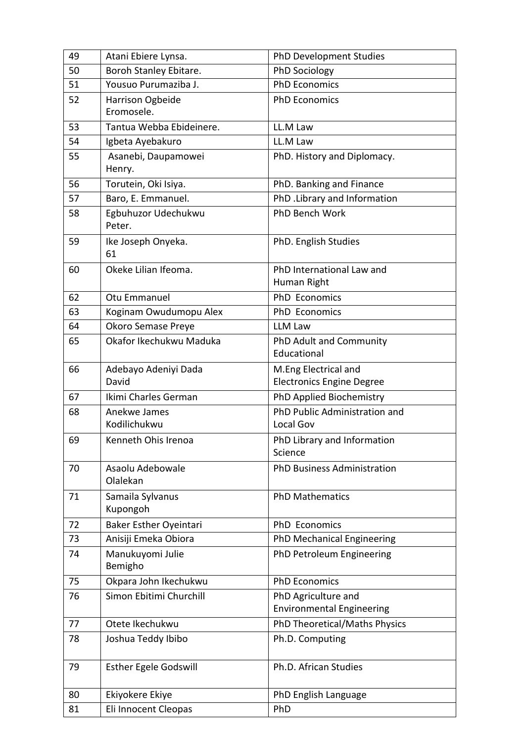| 49 | Atani Ebiere Lynsa. | PhD Development Studies |
|---|---|---|
| 50 | Boroh Stanley Ebitare. | PhD Sociology |
| 51 | Yousuo Purumaziba J. | PhD Economics |
| 52 | Harrison Ogbeide Eromosele. | PhD Economics |
| 53 | Tantua Webba Ebideinere. | LL.M Law |
| 54 | Igbeta Ayebakuro | LL.M Law |
| 55 | Asanebi, Daupamowei Henry. | PhD. History and Diplomacy. |
| 56 | Torutein, Oki Isiya. | PhD. Banking and Finance |
| 57 | Baro, E. Emmanuel. | PhD .Library and Information |
| 58 | Egbuhuzor Udechukwu Peter. | PhD Bench Work |
| 59 | Ike Joseph Onyeka. 61 | PhD. English Studies |
| 60 | Okeke Lilian Ifeoma. | PhD International Law and Human Right |
| 62 | Otu Emmanuel | PhD Economics |
| 63 | Koginam Owudumopu Alex | PhD Economics |
| 64 | Okoro Semase Preye | LLM Law |
| 65 | Okafor Ikechukwu Maduka | PhD Adult and Community Educational |
| 66 | Adebayo Adeniyi Dada David | M.Eng Electrical and Electronics Engine Degree |
| 67 | Ikimi Charles German | PhD Applied Biochemistry |
| 68 | Anekwe James Kodilichukwu | PhD Public Administration and Local Gov |
| 69 | Kenneth Ohis Irenoa | PhD Library and Information Science |
| 70 | Asaolu Adebowale Olalekan | PhD Business Administration |
| 71 | Samaila Sylvanus Kupongoh | PhD Mathematics |
| 72 | Baker Esther Oyeintari | PhD Economics |
| 73 | Anisiji Emeka Obiora | PhD Mechanical Engineering |
| 74 | Manukuyomi Julie Bemigho | PhD Petroleum Engineering |
| 75 | Okpara John Ikechukwu | PhD Economics |
| 76 | Simon Ebitimi Churchill | PhD Agriculture and Environmental Engineering |
| 77 | Otete Ikechukwu | PhD Theoretical/Maths Physics |
| 78 | Joshua Teddy Ibibo | Ph.D. Computing |
| 79 | Esther Egele Godswill | Ph.D. African Studies |
| 80 | Ekiyokere Ekiye | PhD English Language |
| 81 | Eli Innocent Cleopas | PhD |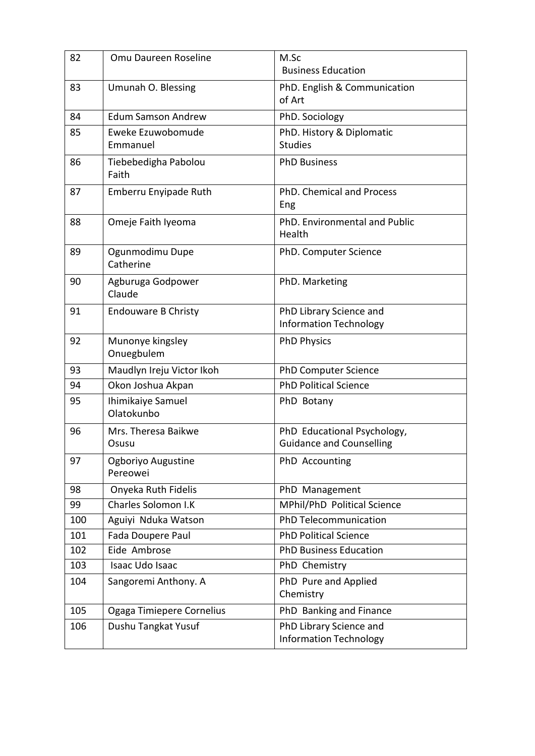| | | |
|---|---|---|
| 82 | Omu Daureen Roseline | M.Sc Business Education |
| 83 | Umunah O. Blessing | PhD. English & Communication of Art |
| 84 | Edum Samson Andrew | PhD. Sociology |
| 85 | Eweke Ezuwobomude Emmanuel | PhD. History & Diplomatic Studies |
| 86 | Tiebebedigha Pabolou Faith | PhD Business |
| 87 | Emberru Enyipade Ruth | PhD. Chemical and Process Eng |
| 88 | Omeje Faith Iyeoma | PhD. Environmental and Public Health |
| 89 | Ogunmodimu Dupe Catherine | PhD. Computer Science |
| 90 | Agburuga Godpower Claude | PhD. Marketing |
| 91 | Endouware B Christy | PhD Library Science and Information Technology |
| 92 | Munonye kingsley Onuegbulem | PhD Physics |
| 93 | Maudlyn Ireju Victor Ikoh | PhD Computer Science |
| 94 | Okon Joshua Akpan | PhD Political Science |
| 95 | Ihimikaiye Samuel Olatokunbo | PhD Botany |
| 96 | Mrs. Theresa Baikwe Osusu | PhD Educational Psychology, Guidance and Counselling |
| 97 | Ogboriyo Augustine Pereowei | PhD Accounting |
| 98 | Onyeka Ruth Fidelis | PhD Management |
| 99 | Charles Solomon I.K | MPhil/PhD Political Science |
| 100 | Aguiyi Nduka Watson | PhD Telecommunication |
| 101 | Fada Doupere Paul | PhD Political Science |
| 102 | Eide Ambrose | PhD Business Education |
| 103 | Isaac Udo Isaac | PhD Chemistry |
| 104 | Sangoremi Anthony. A | PhD Pure and Applied Chemistry |
| 105 | Ogaga Timiepere Cornelius | PhD Banking and Finance |
| 106 | Dushu Tangkat Yusuf | PhD Library Science and Information Technology |